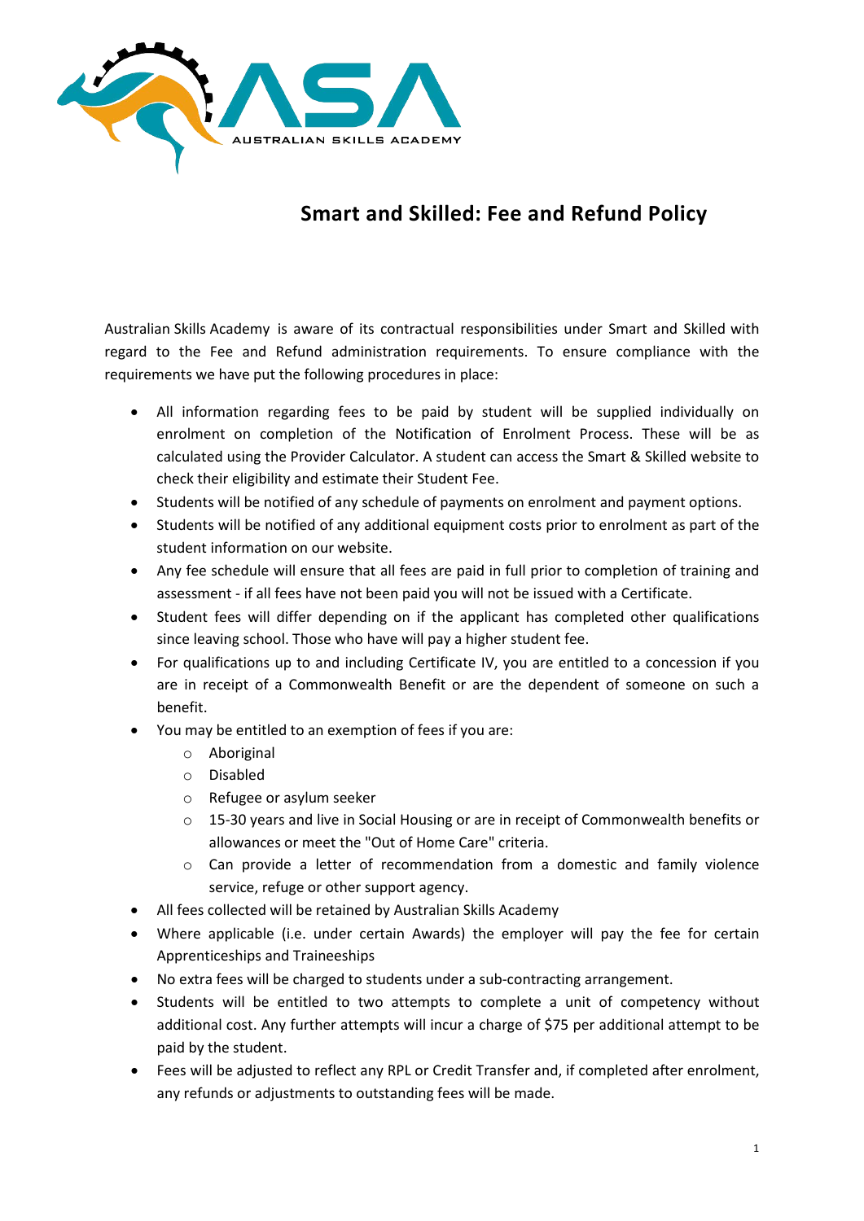# Smart and Skilled: Fee and Refund Policy

Australian Skills Academy is aware of its contractual responsibilities under Smart and Skilled with regard to the Fee and Refund administration requirements. To ensure compliance with the requirements we have put the following procedures in place:

- All information regarding fees to be paid by student will be supplied individually on enrolment on completion of the Notification of Enrolment Process. These will be as calculated using the Provider Calculator. A student can access the Smart & Skilled website to check their eligibility and estimate their Student Fee.
- Students will be notified of any schedule of payments on enrolment and payment options.
- Students will be notified of any additional equipment costs prior to enrolment as part of the student information on our website.
- Any fee schedule will ensure that all fees are paid in full prior to completion of training and assessment - if all fees have not been paid you will not be issued with a Certificate.
- Student fees will differ depending on if the applicant has completed other qualifications since leaving school. Those who have will pay a higher student fee.
- For qualifications up to and including Certificate IV, you are entitled to a concession if you are in receipt of a Commonwealth Benefit or are the dependent of someone on such a benefit.
- You may be entitled to an exemption of fees if you are:
  - Aboriginal
  - Disabled
  - Refugee or asylum seeker
  - 15-30 years and live in Social Housing or are in receipt of Commonwealth benefits or allowances or meet the "Out of Home Care" criteria.
  - Can provide a letter of recommendation from a domestic and family violence service, refuge or other support agency.
- All fees collected will be retained by Australian Skills Academy
- Where applicable (i.e. under certain Awards) the employer will pay the fee for certain Apprenticeships and Traineeships
- No extra fees will be charged to students under a sub-contracting arrangement.
- Students will be entitled to two attempts to complete a unit of competency without additional cost. Any further attempts will incur a charge of $75 per additional attempt to be paid by the student.
- Fees will be adjusted to reflect any RPL or Credit Transfer and, if completed after enrolment, any refunds or adjustments to outstanding fees will be made.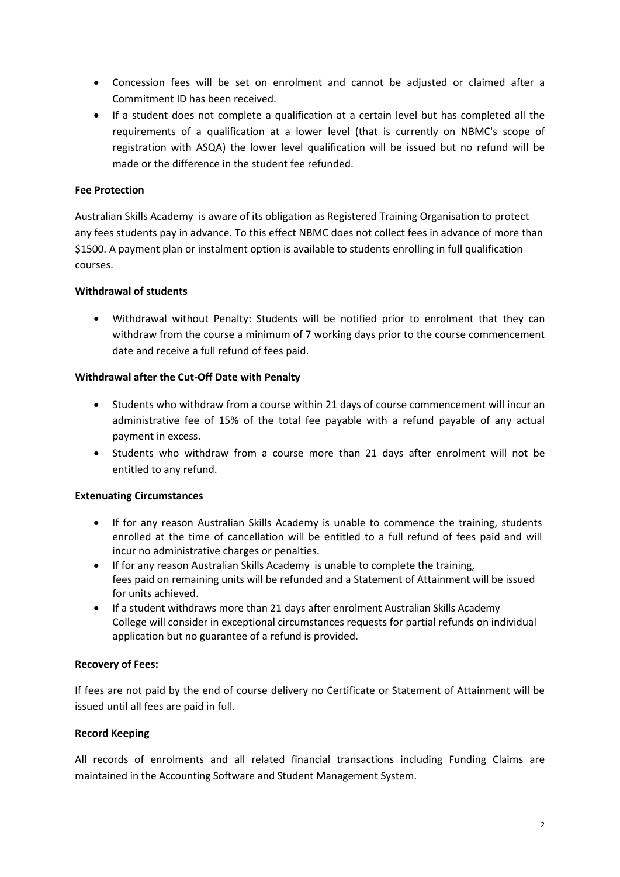- Concession fees will be set on enrolment and cannot be adjusted or claimed after a Commitment ID has been received.
- If a student does not complete a qualification at a certain level but has completed all the requirements of a qualification at a lower level (that is currently on NBMC's scope of registration with ASQA) the lower level qualification will be issued but no refund will be made or the difference in the student fee refunded.

**Fee Protection**

Australian Skills Academy is aware of its obligation as Registered Training Organisation to protect any fees students pay in advance. To this effect NBMC does not collect fees in advance of more than $1500. A payment plan or instalment option is available to students enrolling in full qualification courses.

**Withdrawal of students**

- Withdrawal without Penalty: Students will be notified prior to enrolment that they can withdraw from the course a minimum of 7 working days prior to the course commencement date and receive a full refund of fees paid.

**Withdrawal after the Cut-Off Date with Penalty**

- Students who withdraw from a course within 21 days of course commencement will incur an administrative fee of 15% of the total fee payable with a refund payable of any actual payment in excess.
- Students who withdraw from a course more than 21 days after enrolment will not be entitled to any refund.

**Extenuating Circumstances**

- If for any reason Australian Skills Academy is unable to commence the training, students enrolled at the time of cancellation will be entitled to a full refund of fees paid and will incur no administrative charges or penalties.
- If for any reason Australian Skills Academy is unable to complete the training, fees paid on remaining units will be refunded and a Statement of Attainment will be issued for units achieved.
- If a student withdraws more than 21 days after enrolment Australian Skills Academy College will consider in exceptional circumstances requests for partial refunds on individual application but no guarantee of a refund is provided.

**Recovery of Fees:**

If fees are not paid by the end of course delivery no Certificate or Statement of Attainment will be issued until all fees are paid in full.

**Record Keeping**

All records of enrolments and all related financial transactions including Funding Claims are maintained in the Accounting Software and Student Management System.